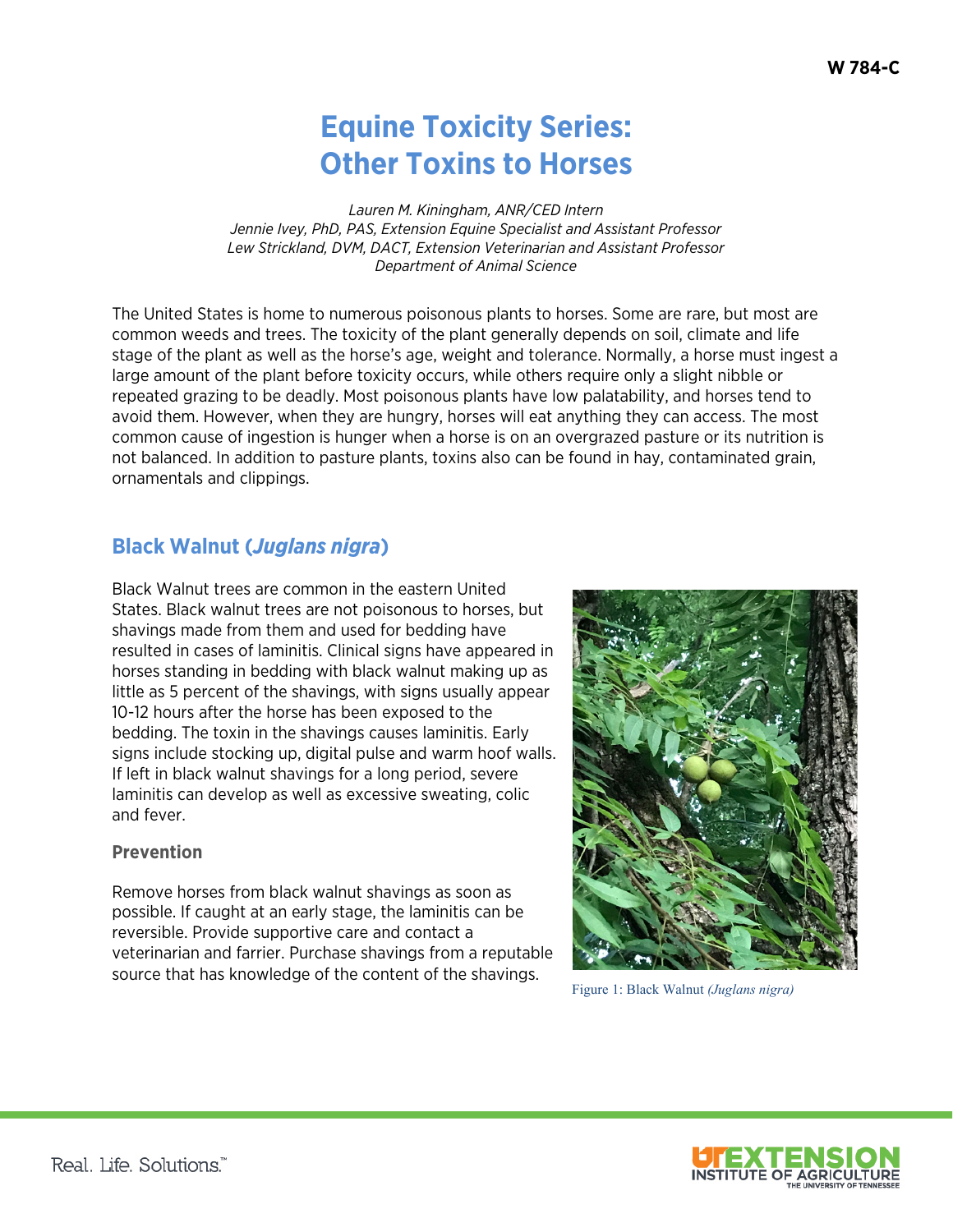W 784-C

# Equine Toxicity Series: Other Toxins to Horses

*Lauren M. Kiningham, ANR/CED Intern*
*Jennie Ivey, PhD, PAS, Extension Equine Specialist and Assistant Professor*
*Lew Strickland, DVM, DACT, Extension Veterinarian and Assistant Professor*
*Department of Animal Science*

The United States is home to numerous poisonous plants to horses. Some are rare, but most are common weeds and trees. The toxicity of the plant generally depends on soil, climate and life stage of the plant as well as the horse's age, weight and tolerance. Normally, a horse must ingest a large amount of the plant before toxicity occurs, while others require only a slight nibble or repeated grazing to be deadly. Most poisonous plants have low palatability, and horses tend to avoid them. However, when they are hungry, horses will eat anything they can access. The most common cause of ingestion is hunger when a horse is on an overgrazed pasture or its nutrition is not balanced. In addition to pasture plants, toxins also can be found in hay, contaminated grain, ornamentals and clippings.

## Black Walnut (*Juglans nigra*)

Black Walnut trees are common in the eastern United States. Black walnut trees are not poisonous to horses, but shavings made from them and used for bedding have resulted in cases of laminitis. Clinical signs have appeared in horses standing in bedding with black walnut making up as little as 5 percent of the shavings, with signs usually appear 10-12 hours after the horse has been exposed to the bedding. The toxin in the shavings causes laminitis. Early signs include stocking up, digital pulse and warm hoof walls. If left in black walnut shavings for a long period, severe laminitis can develop as well as excessive sweating, colic and fever.

### Prevention

Remove horses from black walnut shavings as soon as possible. If caught at an early stage, the laminitis can be reversible. Provide supportive care and contact a veterinarian and farrier. Purchase shavings from a reputable source that has knowledge of the content of the shavings.

Figure 1: Black Walnut *(Juglans nigra)*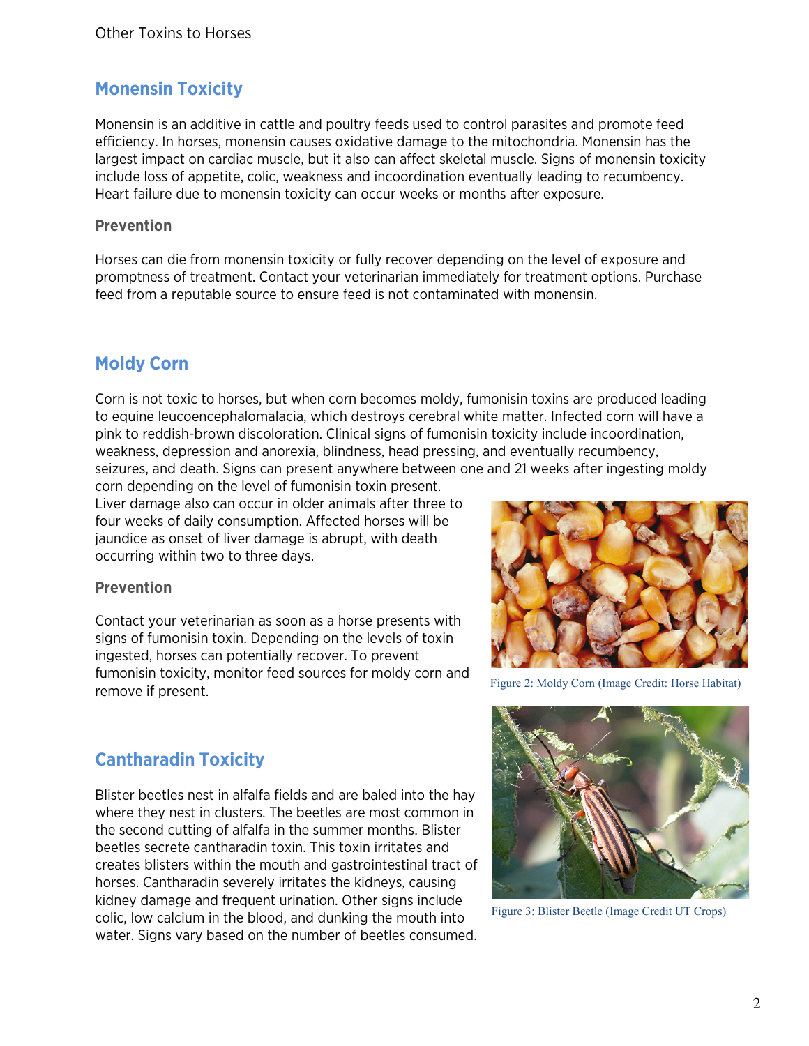## Monensin Toxicity

Monensin is an additive in cattle and poultry feeds used to control parasites and promote feed efficiency. In horses, monensin causes oxidative damage to the mitochondria. Monensin has the largest impact on cardiac muscle, but it also can affect skeletal muscle. Signs of monensin toxicity include loss of appetite, colic, weakness and incoordination eventually leading to recumbency. Heart failure due to monensin toxicity can occur weeks or months after exposure.

### Prevention

Horses can die from monensin toxicity or fully recover depending on the level of exposure and promptness of treatment. Contact your veterinarian immediately for treatment options. Purchase feed from a reputable source to ensure feed is not contaminated with monensin.

## Moldy Corn

Corn is not toxic to horses, but when corn becomes moldy, fumonisin toxins are produced leading to equine leucoencephalomalacia, which destroys cerebral white matter. Infected corn will have a pink to reddish-brown discoloration. Clinical signs of fumonisin toxicity include incoordination, weakness, depression and anorexia, blindness, head pressing, and eventually recumbency, seizures, and death. Signs can present anywhere between one and 21 weeks after ingesting moldy corn depending on the level of fumonisin toxin present. Liver damage also can occur in older animals after three to four weeks of daily consumption. Affected horses will be jaundice as onset of liver damage is abrupt, with death occurring within two to three days.

### Prevention

Contact your veterinarian as soon as a horse presents with signs of fumonisin toxin. Depending on the levels of toxin ingested, horses can potentially recover. To prevent fumonisin toxicity, monitor feed sources for moldy corn and remove if present.

Figure 2: Moldy Corn (Image Credit: Horse Habitat)

## Cantharadin Toxicity

Blister beetles nest in alfalfa fields and are baled into the hay where they nest in clusters. The beetles are most common in the second cutting of alfalfa in the summer months. Blister beetles secrete cantharadin toxin. This toxin irritates and creates blisters within the mouth and gastrointestinal tract of horses. Cantharadin severely irritates the kidneys, causing kidney damage and frequent urination. Other signs include colic, low calcium in the blood, and dunking the mouth into water. Signs vary based on the number of beetles consumed.

Figure 3: Blister Beetle (Image Credit UT Crops)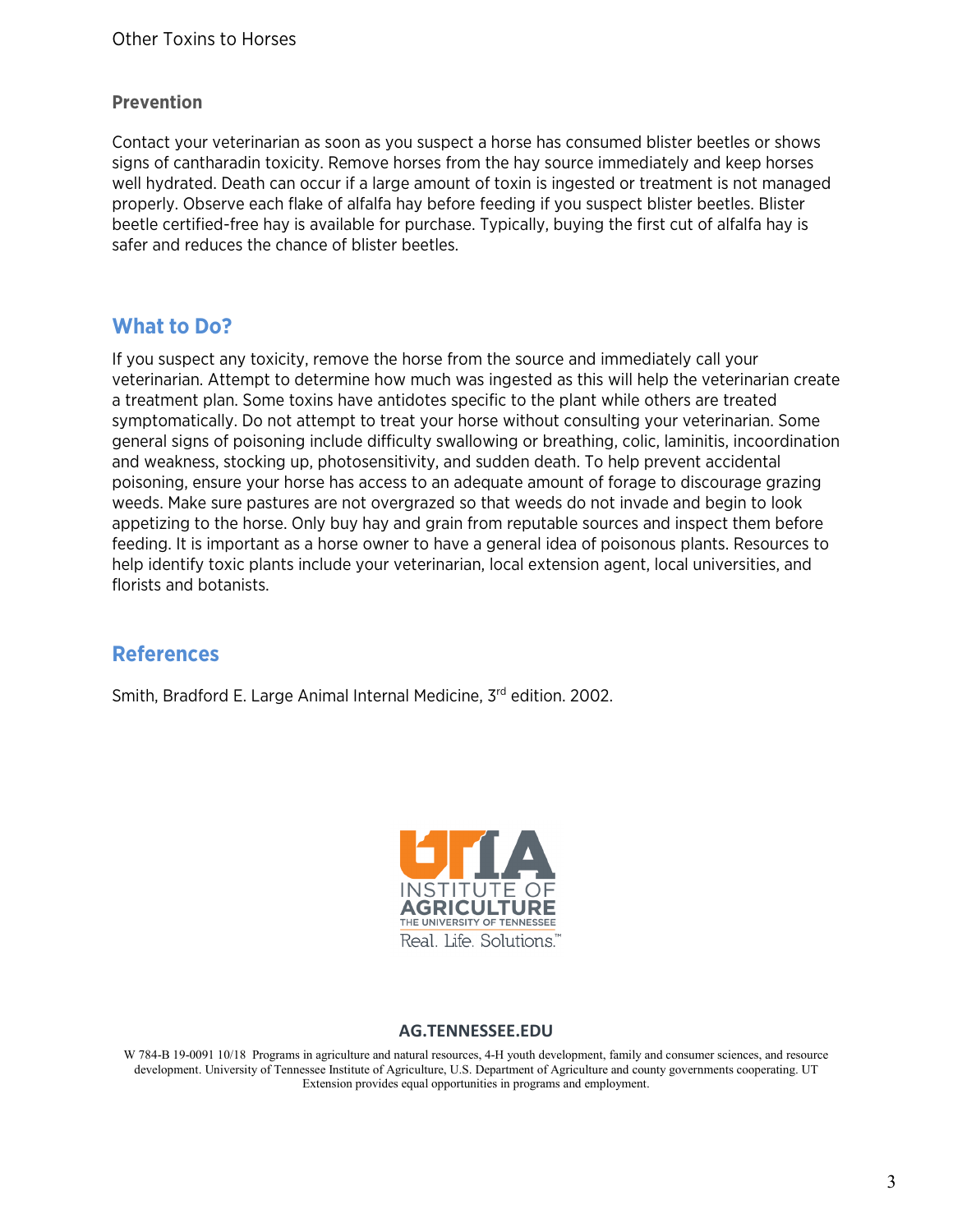**Prevention**

Contact your veterinarian as soon as you suspect a horse has consumed blister beetles or shows signs of cantharadin toxicity. Remove horses from the hay source immediately and keep horses well hydrated. Death can occur if a large amount of toxin is ingested or treatment is not managed properly. Observe each flake of alfalfa hay before feeding if you suspect blister beetles. Blister beetle certified-free hay is available for purchase. Typically, buying the first cut of alfalfa hay is safer and reduces the chance of blister beetles.

## What to Do?

If you suspect any toxicity, remove the horse from the source and immediately call your veterinarian. Attempt to determine how much was ingested as this will help the veterinarian create a treatment plan. Some toxins have antidotes specific to the plant while others are treated symptomatically. Do not attempt to treat your horse without consulting your veterinarian. Some general signs of poisoning include difficulty swallowing or breathing, colic, laminitis, incoordination and weakness, stocking up, photosensitivity, and sudden death. To help prevent accidental poisoning, ensure your horse has access to an adequate amount of forage to discourage grazing weeds. Make sure pastures are not overgrazed so that weeds do not invade and begin to look appetizing to the horse. Only buy hay and grain from reputable sources and inspect them before feeding. It is important as a horse owner to have a general idea of poisonous plants. Resources to help identify toxic plants include your veterinarian, local extension agent, local universities, and florists and botanists.

## References

Smith, Bradford E. Large Animal Internal Medicine, 3rd edition. 2002.

UTIA INSTITUTE OF AGRICULTURE THE UNIVERSITY OF TENNESSEE
Real. Life. Solutions.™

**AG.TENNESSEE.EDU**

W 784-B 19-0091 10/18 Programs in agriculture and natural resources, 4-H youth development, family and consumer sciences, and resource development. University of Tennessee Institute of Agriculture, U.S. Department of Agriculture and county governments cooperating. UT Extension provides equal opportunities in programs and employment.